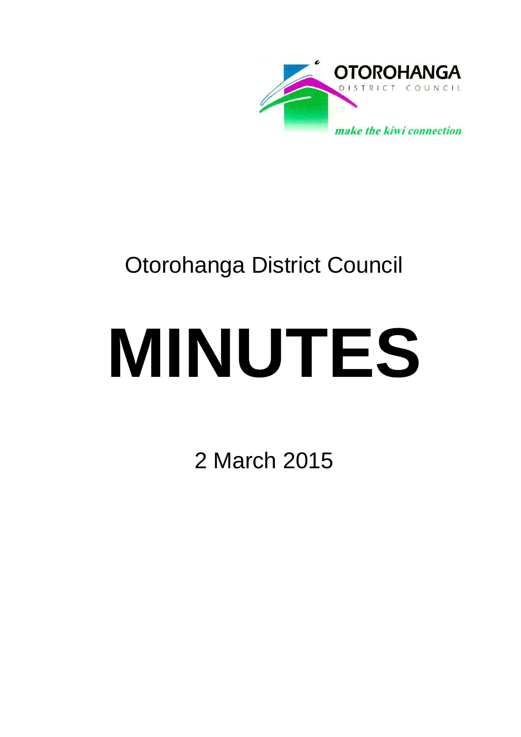OTOROHANGA
DISTRICT COUNCIL

*make the kiwi connection*

Otorohanga District Council

# MINUTES

2 March 2015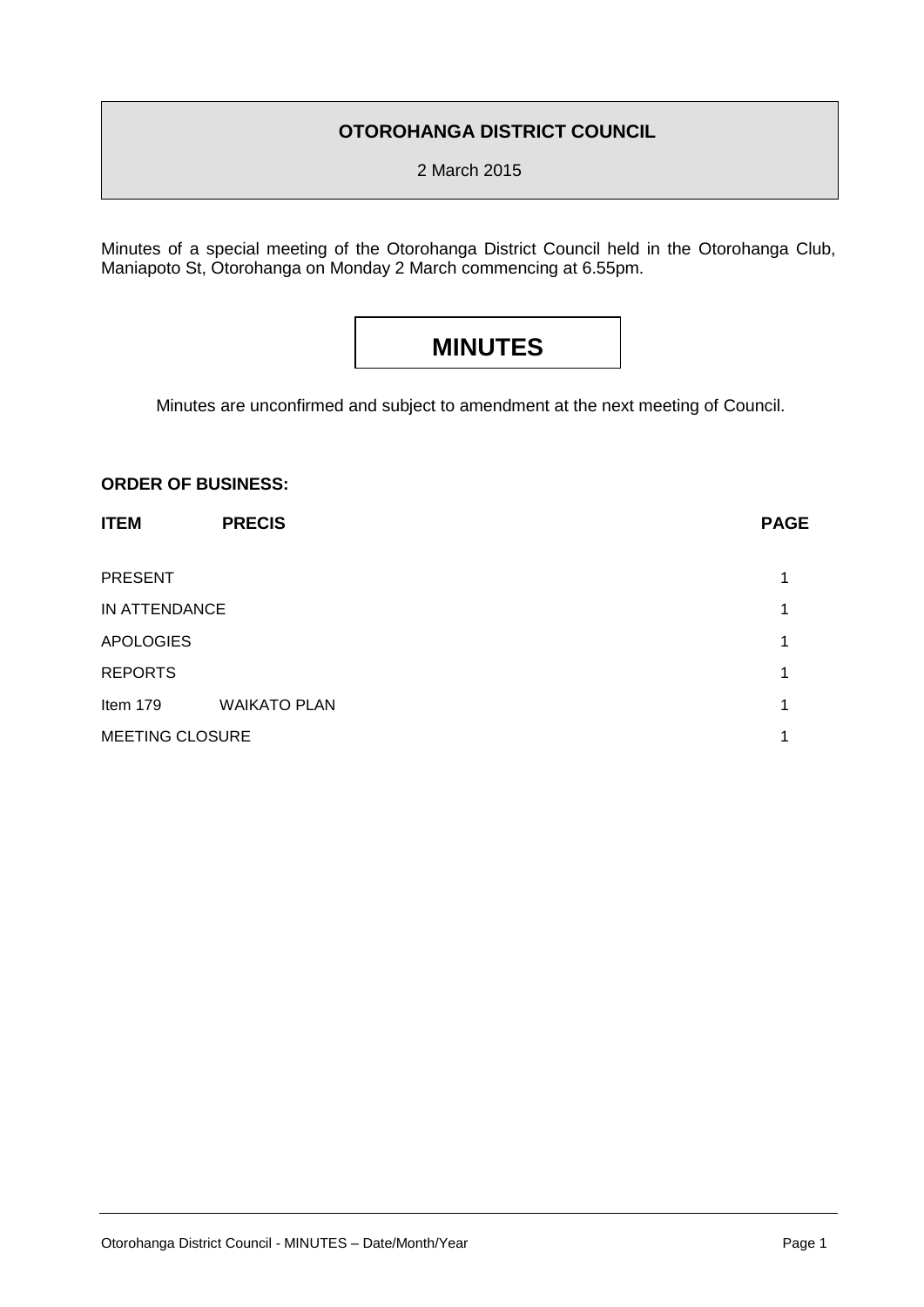**OTOROHANGA DISTRICT COUNCIL**

2 March 2015

Minutes of a special meeting of the Otorohanga District Council held in the Otorohanga Club, Maniapoto St, Otorohanga on Monday 2 March commencing at 6.55pm.

# MINUTES

Minutes are unconfirmed and subject to amendment at the next meeting of Council.

**ORDER OF BUSINESS:**

| ITEM | PRECIS | PAGE |
|---|---|---|
| PRESENT | | 1 |
| IN ATTENDANCE | | 1 |
| APOLOGIES | | 1 |
| REPORTS | | 1 |
| Item 179 | WAIKATO PLAN | 1 |
| MEETING CLOSURE | | 1 |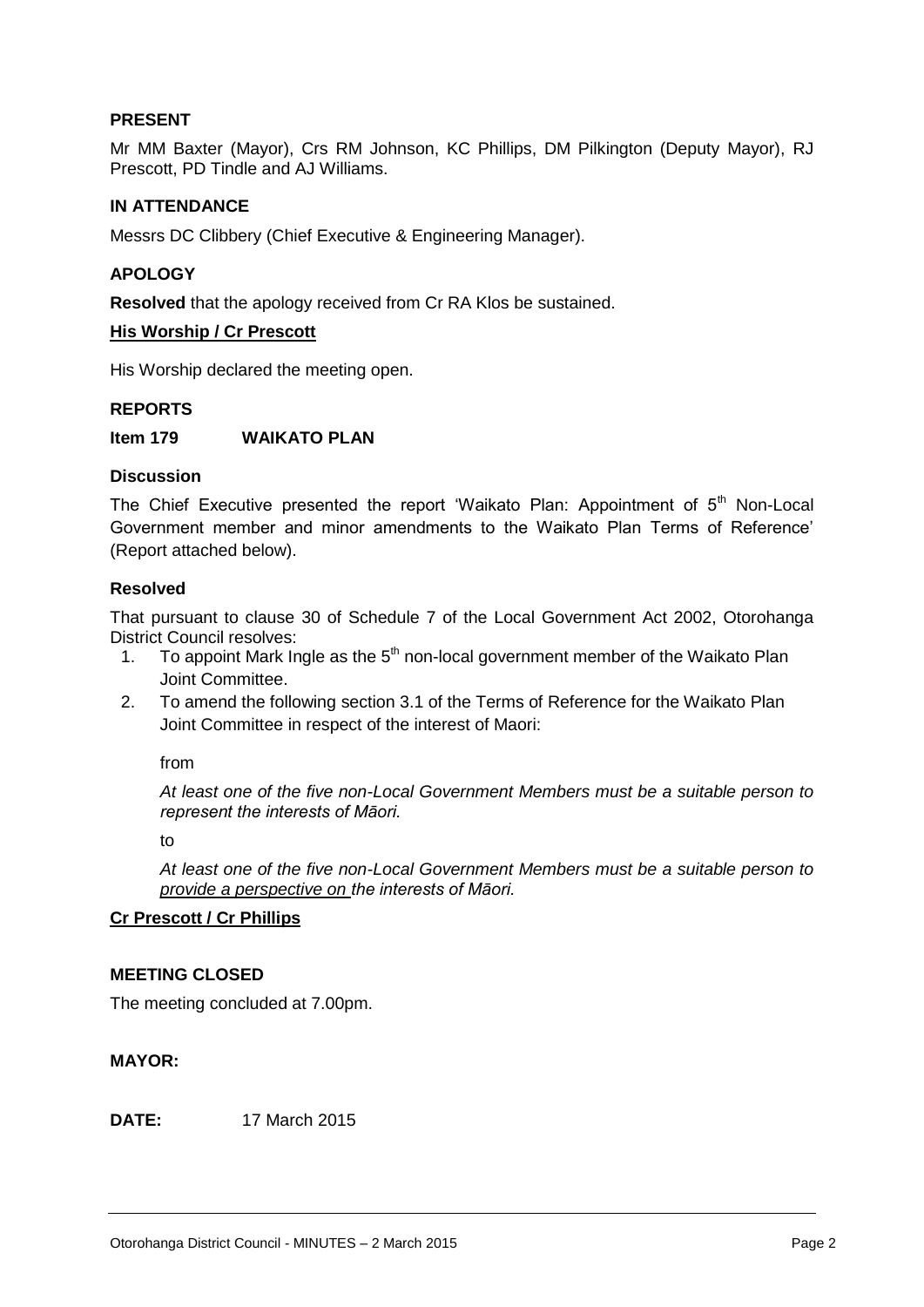**PRESENT**

Mr MM Baxter (Mayor), Crs RM Johnson, KC Phillips, DM Pilkington (Deputy Mayor), RJ Prescott, PD Tindle and AJ Williams.

**IN ATTENDANCE**

Messrs DC Clibbery (Chief Executive & Engineering Manager).

**APOLOGY**

**Resolved** that the apology received from Cr RA Klos be sustained.

**His Worship / Cr Prescott**

His Worship declared the meeting open.

**REPORTS**

**Item 179 WAIKATO PLAN**

**Discussion**

The Chief Executive presented the report 'Waikato Plan: Appointment of 5th Non-Local Government member and minor amendments to the Waikato Plan Terms of Reference' (Report attached below).

**Resolved**

That pursuant to clause 30 of Schedule 7 of the Local Government Act 2002, Otorohanga District Council resolves:

1. To appoint Mark Ingle as the 5th non-local government member of the Waikato Plan Joint Committee.
2. To amend the following section 3.1 of the Terms of Reference for the Waikato Plan Joint Committee in respect of the interest of Maori:

   from

   *At least one of the five non-Local Government Members must be a suitable person to represent the interests of Māori.*

   to

   *At least one of the five non-Local Government Members must be a suitable person to <u>provide a perspective on</u> the interests of Māori.*

**Cr Prescott / Cr Phillips**

**MEETING CLOSED**

The meeting concluded at 7.00pm.

**MAYOR:**

**DATE:** 17 March 2015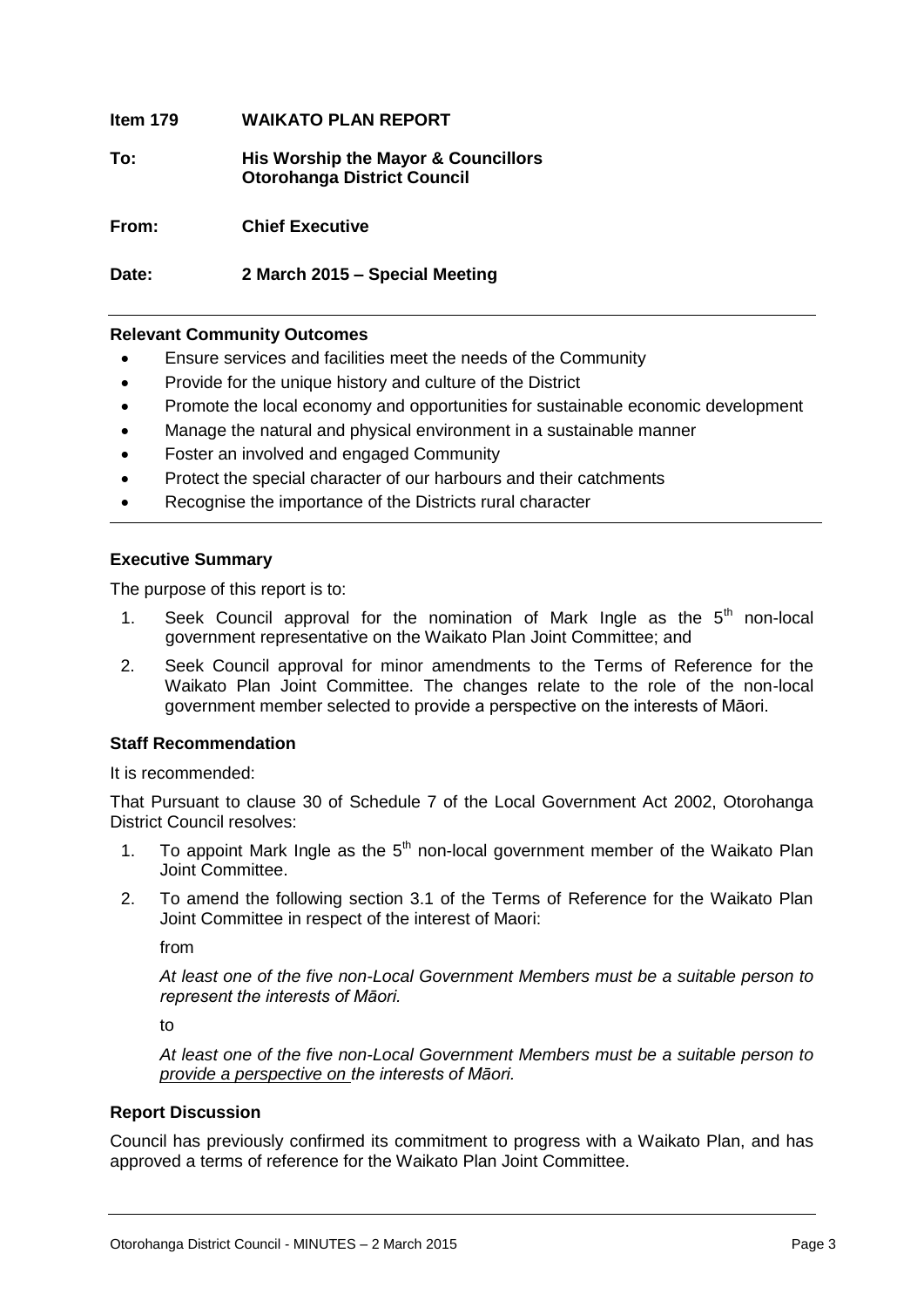**Item 179 WAIKATO PLAN REPORT**

**To: His Worship the Mayor & Councillors Otorohanga District Council**

**From: Chief Executive**

**Date: 2 March 2015 – Special Meeting**

---

**Relevant Community Outcomes**

- Ensure services and facilities meet the needs of the Community
- Provide for the unique history and culture of the District
- Promote the local economy and opportunities for sustainable economic development
- Manage the natural and physical environment in a sustainable manner
- Foster an involved and engaged Community
- Protect the special character of our harbours and their catchments
- Recognise the importance of the Districts rural character

---

**Executive Summary**

The purpose of this report is to:

1. Seek Council approval for the nomination of Mark Ingle as the 5th non-local government representative on the Waikato Plan Joint Committee; and
2. Seek Council approval for minor amendments to the Terms of Reference for the Waikato Plan Joint Committee. The changes relate to the role of the non-local government member selected to provide a perspective on the interests of Māori.

**Staff Recommendation**

It is recommended:

That Pursuant to clause 30 of Schedule 7 of the Local Government Act 2002, Otorohanga District Council resolves:

1. To appoint Mark Ingle as the 5th non-local government member of the Waikato Plan Joint Committee.
2. To amend the following section 3.1 of the Terms of Reference for the Waikato Plan Joint Committee in respect of the interest of Maori:

   from

   *At least one of the five non-Local Government Members must be a suitable person to represent the interests of Māori.*

   to

   *At least one of the five non-Local Government Members must be a suitable person to <u>provide a perspective on</u> the interests of Māori.*

**Report Discussion**

Council has previously confirmed its commitment to progress with a Waikato Plan, and has approved a terms of reference for the Waikato Plan Joint Committee.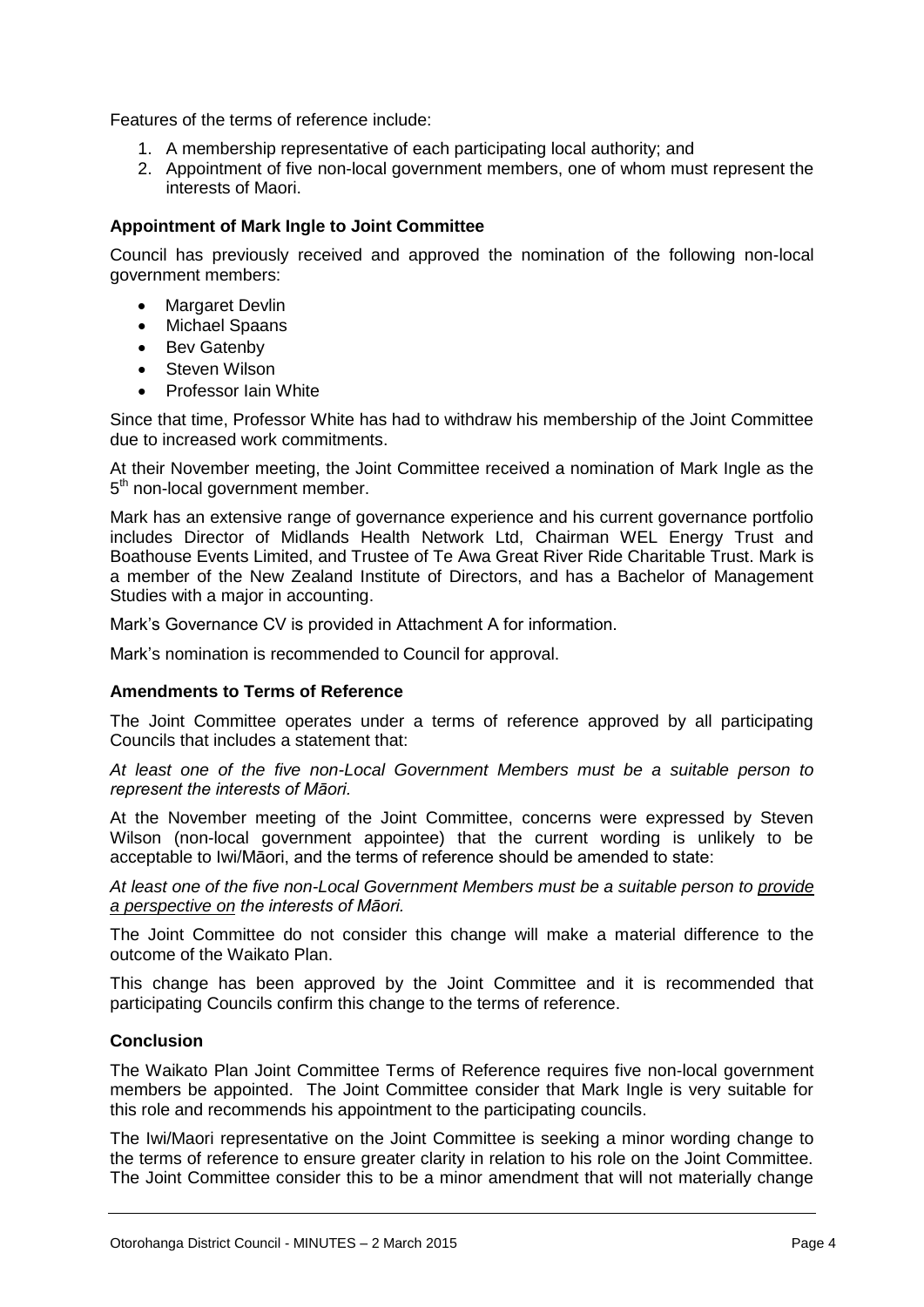Features of the terms of reference include:

1. A membership representative of each participating local authority; and
2. Appointment of five non-local government members, one of whom must represent the interests of Maori.

**Appointment of Mark Ingle to Joint Committee**

Council has previously received and approved the nomination of the following non-local government members:

- Margaret Devlin
- Michael Spaans
- Bev Gatenby
- Steven Wilson
- Professor Iain White

Since that time, Professor White has had to withdraw his membership of the Joint Committee due to increased work commitments.

At their November meeting, the Joint Committee received a nomination of Mark Ingle as the 5th non-local government member.

Mark has an extensive range of governance experience and his current governance portfolio includes Director of Midlands Health Network Ltd, Chairman WEL Energy Trust and Boathouse Events Limited, and Trustee of Te Awa Great River Ride Charitable Trust. Mark is a member of the New Zealand Institute of Directors, and has a Bachelor of Management Studies with a major in accounting.

Mark's Governance CV is provided in Attachment A for information.

Mark's nomination is recommended to Council for approval.

**Amendments to Terms of Reference**

The Joint Committee operates under a terms of reference approved by all participating Councils that includes a statement that:

*At least one of the five non-Local Government Members must be a suitable person to represent the interests of Māori.*

At the November meeting of the Joint Committee, concerns were expressed by Steven Wilson (non-local government appointee) that the current wording is unlikely to be acceptable to Iwi/Māori, and the terms of reference should be amended to state:

*At least one of the five non-Local Government Members must be a suitable person to <u>provide a perspective on</u> the interests of Māori.*

The Joint Committee do not consider this change will make a material difference to the outcome of the Waikato Plan.

This change has been approved by the Joint Committee and it is recommended that participating Councils confirm this change to the terms of reference.

**Conclusion**

The Waikato Plan Joint Committee Terms of Reference requires five non-local government members be appointed. The Joint Committee consider that Mark Ingle is very suitable for this role and recommends his appointment to the participating councils.

The Iwi/Maori representative on the Joint Committee is seeking a minor wording change to the terms of reference to ensure greater clarity in relation to his role on the Joint Committee. The Joint Committee consider this to be a minor amendment that will not materially change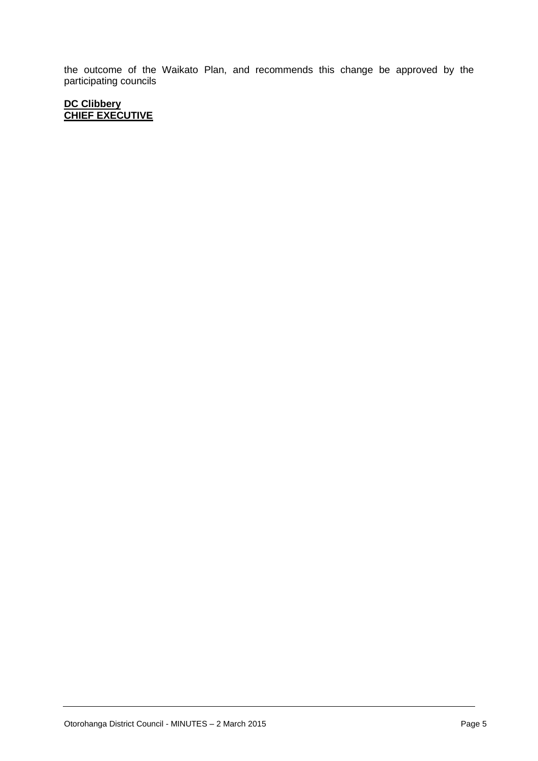the outcome of the Waikato Plan, and recommends this change be approved by the participating councils

**DC Clibbery**
**CHIEF EXECUTIVE**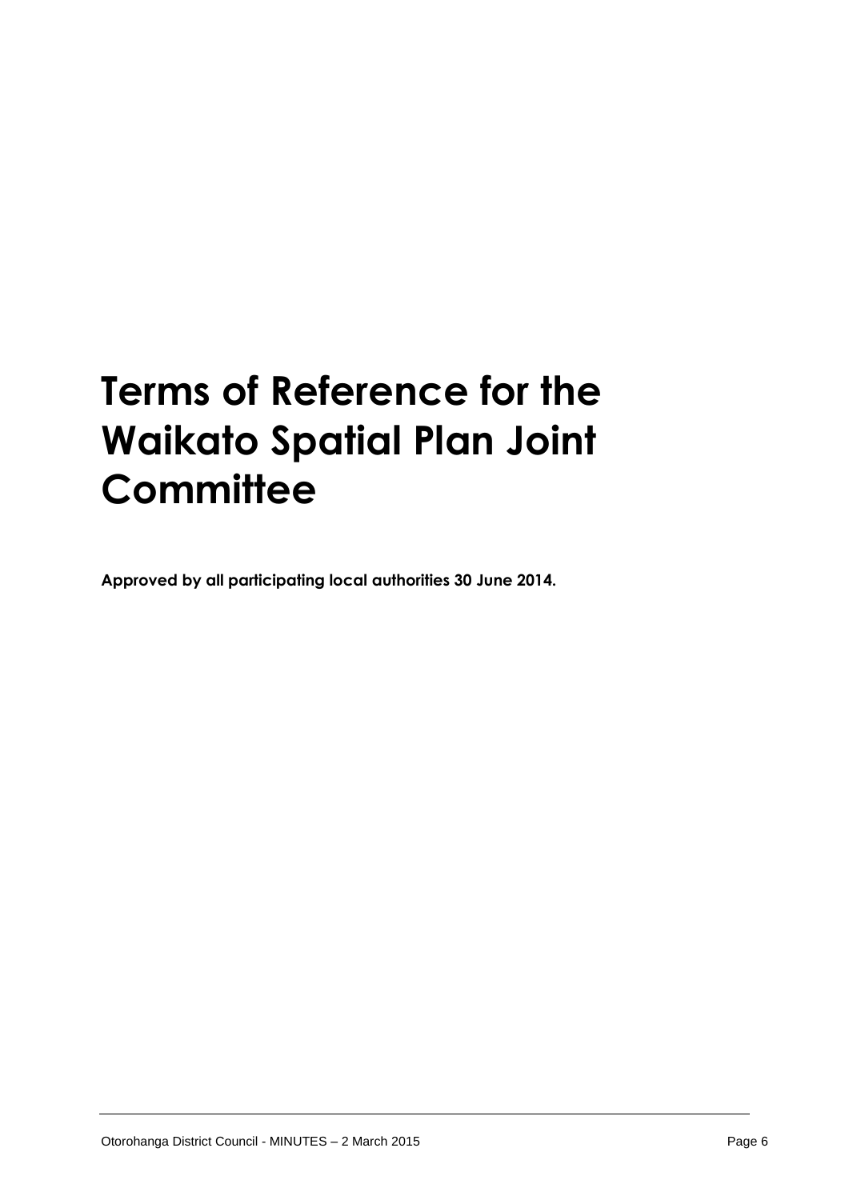# Terms of Reference for the Waikato Spatial Plan Joint Committee

**Approved by all participating local authorities 30 June 2014.**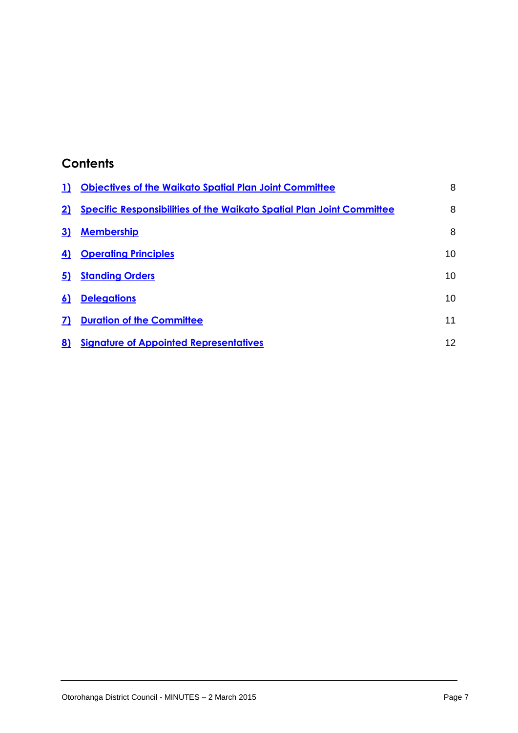## Contents

| | | |
|---|---|---|
| 1) | Objectives of the Waikato Spatial Plan Joint Committee | 8 |
| 2) | Specific Responsibilities of the Waikato Spatial Plan Joint Committee | 8 |
| 3) | Membership | 8 |
| 4) | Operating Principles | 10 |
| 5) | Standing Orders | 10 |
| 6) | Delegations | 10 |
| 7) | Duration of the Committee | 11 |
| 8) | Signature of Appointed Representatives | 12 |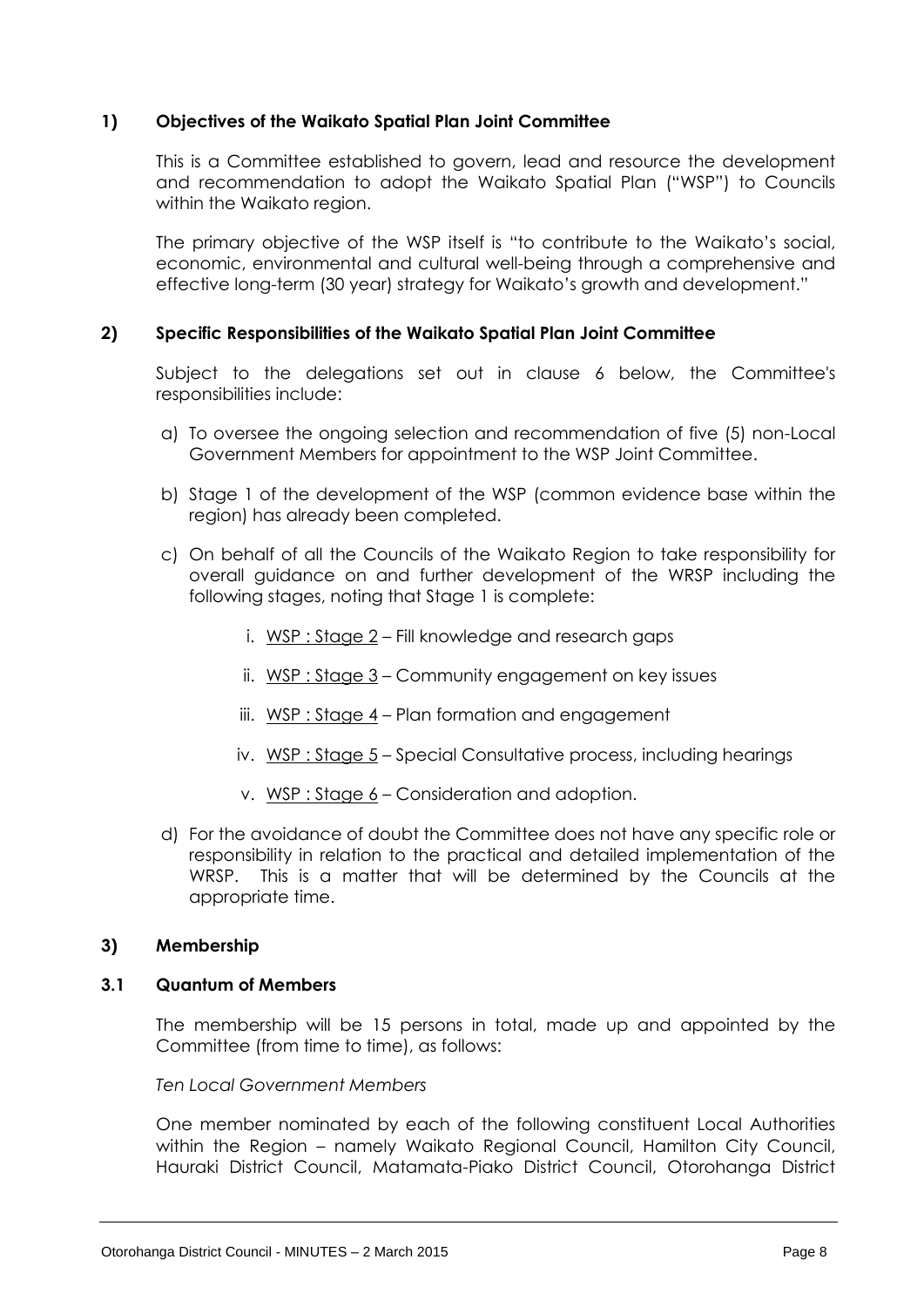**1) Objectives of the Waikato Spatial Plan Joint Committee**

This is a Committee established to govern, lead and resource the development and recommendation to adopt the Waikato Spatial Plan ("WSP") to Councils within the Waikato region.

The primary objective of the WSP itself is "to contribute to the Waikato's social, economic, environmental and cultural well-being through a comprehensive and effective long-term (30 year) strategy for Waikato's growth and development."

**2) Specific Responsibilities of the Waikato Spatial Plan Joint Committee**

Subject to the delegations set out in clause 6 below, the Committee's responsibilities include:

a) To oversee the ongoing selection and recommendation of five (5) non-Local Government Members for appointment to the WSP Joint Committee.

b) Stage 1 of the development of the WSP (common evidence base within the region) has already been completed.

c) On behalf of all the Councils of the Waikato Region to take responsibility for overall guidance on and further development of the WRSP including the following stages, noting that Stage 1 is complete:

   i. <u>WSP : Stage 2</u> – Fill knowledge and research gaps

   ii. <u>WSP : Stage 3</u> – Community engagement on key issues

   iii. <u>WSP : Stage 4</u> – Plan formation and engagement

   iv. <u>WSP : Stage 5</u> – Special Consultative process, including hearings

   v. <u>WSP : Stage 6</u> – Consideration and adoption.

d) For the avoidance of doubt the Committee does not have any specific role or responsibility in relation to the practical and detailed implementation of the WRSP. This is a matter that will be determined by the Councils at the appropriate time.

**3) Membership**

**3.1 Quantum of Members**

The membership will be 15 persons in total, made up and appointed by the Committee (from time to time), as follows:

*Ten Local Government Members*

One member nominated by each of the following constituent Local Authorities within the Region – namely Waikato Regional Council, Hamilton City Council, Hauraki District Council, Matamata-Piako District Council, Otorohanga District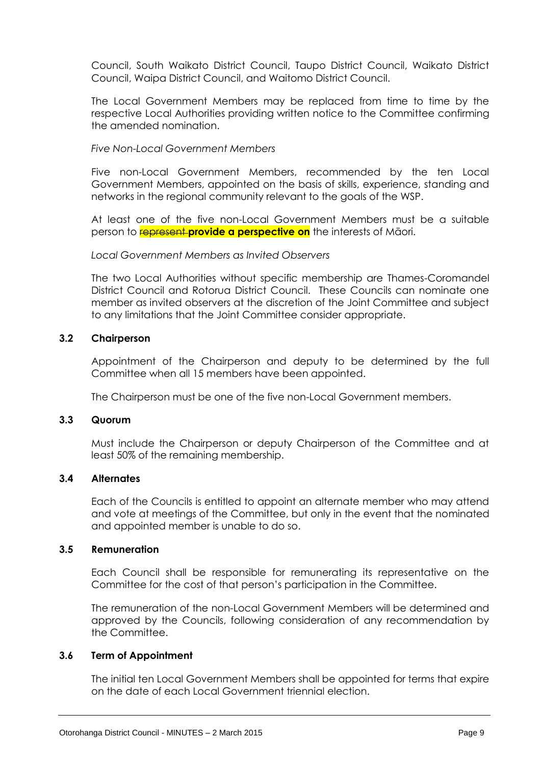Council, South Waikato District Council, Taupo District Council, Waikato District Council, Waipa District Council, and Waitomo District Council.

The Local Government Members may be replaced from time to time by the respective Local Authorities providing written notice to the Committee confirming the amended nomination.

*Five Non-Local Government Members*

Five non-Local Government Members, recommended by the ten Local Government Members, appointed on the basis of skills, experience, standing and networks in the regional community relevant to the goals of the WSP.

At least one of the five non-Local Government Members must be a suitable person to ~~represent~~ **provide a perspective on** the interests of Māori.

*Local Government Members as Invited Observers*

The two Local Authorities without specific membership are Thames-Coromandel District Council and Rotorua District Council. These Councils can nominate one member as invited observers at the discretion of the Joint Committee and subject to any limitations that the Joint Committee consider appropriate.

**3.2 Chairperson**

Appointment of the Chairperson and deputy to be determined by the full Committee when all 15 members have been appointed.

The Chairperson must be one of the five non-Local Government members.

**3.3 Quorum**

Must include the Chairperson or deputy Chairperson of the Committee and at least 50% of the remaining membership.

**3.4 Alternates**

Each of the Councils is entitled to appoint an alternate member who may attend and vote at meetings of the Committee, but only in the event that the nominated and appointed member is unable to do so.

**3.5 Remuneration**

Each Council shall be responsible for remunerating its representative on the Committee for the cost of that person's participation in the Committee.

The remuneration of the non-Local Government Members will be determined and approved by the Councils, following consideration of any recommendation by the Committee.

**3.6 Term of Appointment**

The initial ten Local Government Members shall be appointed for terms that expire on the date of each Local Government triennial election.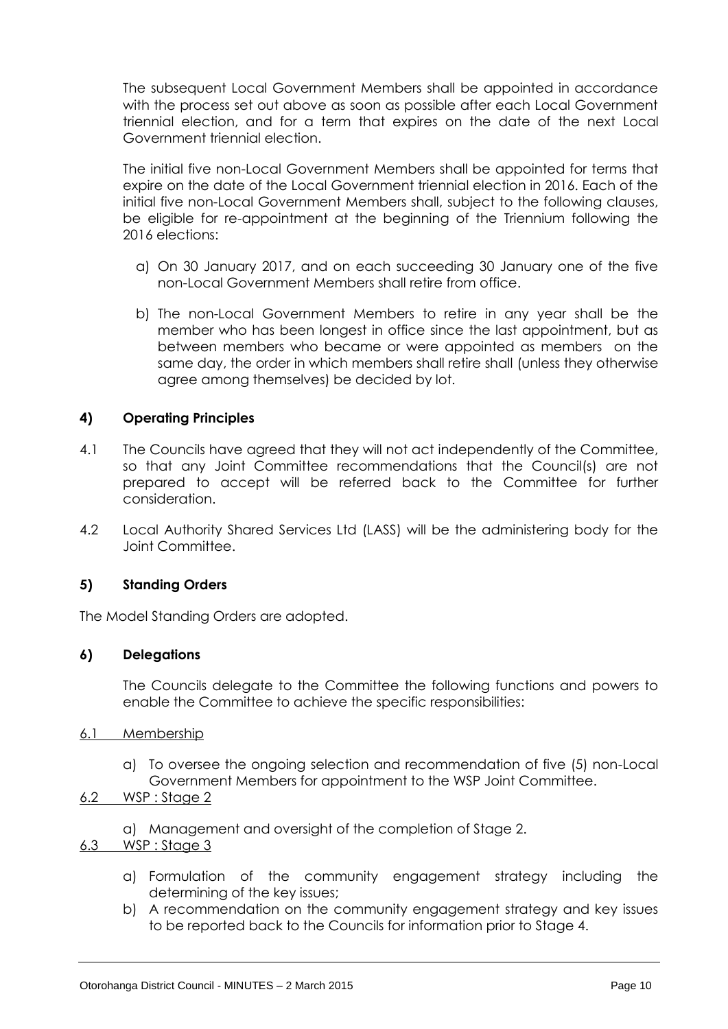The subsequent Local Government Members shall be appointed in accordance with the process set out above as soon as possible after each Local Government triennial election, and for a term that expires on the date of the next Local Government triennial election.

The initial five non-Local Government Members shall be appointed for terms that expire on the date of the Local Government triennial election in 2016. Each of the initial five non-Local Government Members shall, subject to the following clauses, be eligible for re-appointment at the beginning of the Triennium following the 2016 elections:

a) On 30 January 2017, and on each succeeding 30 January one of the five non-Local Government Members shall retire from office.

b) The non-Local Government Members to retire in any year shall be the member who has been longest in office since the last appointment, but as between members who became or were appointed as members on the same day, the order in which members shall retire shall (unless they otherwise agree among themselves) be decided by lot.

### 4) Operating Principles

4.1 The Councils have agreed that they will not act independently of the Committee, so that any Joint Committee recommendations that the Council(s) are not prepared to accept will be referred back to the Committee for further consideration.

4.2 Local Authority Shared Services Ltd (LASS) will be the administering body for the Joint Committee.

### 5) Standing Orders

The Model Standing Orders are adopted.

### 6) Delegations

The Councils delegate to the Committee the following functions and powers to enable the Committee to achieve the specific responsibilities:

<u>6.1 Membership</u>

a) To oversee the ongoing selection and recommendation of five (5) non-Local Government Members for appointment to the WSP Joint Committee.

<u>6.2 WSP : Stage 2</u>

a) Management and oversight of the completion of Stage 2.

<u>6.3 WSP : Stage 3</u>

a) Formulation of the community engagement strategy including the determining of the key issues;

b) A recommendation on the community engagement strategy and key issues to be reported back to the Councils for information prior to Stage 4.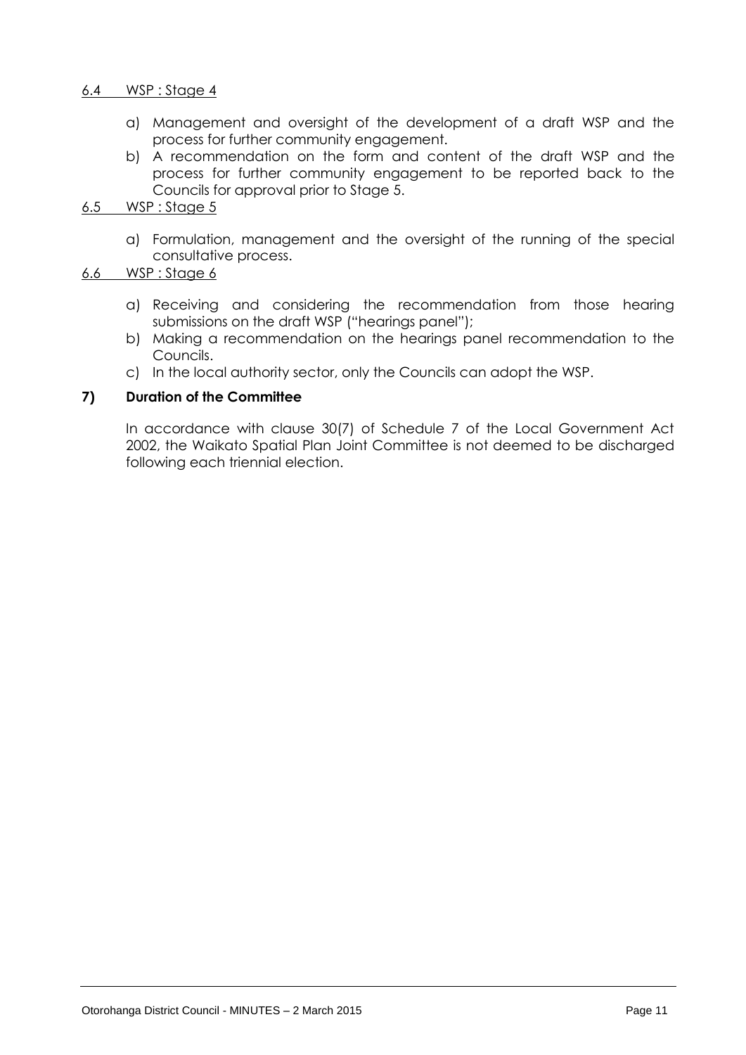6.4 WSP : Stage 4

a) Management and oversight of the development of a draft WSP and the process for further community engagement.
b) A recommendation on the form and content of the draft WSP and the process for further community engagement to be reported back to the Councils for approval prior to Stage 5.

6.5 WSP : Stage 5

a) Formulation, management and the oversight of the running of the special consultative process.

6.6 WSP : Stage 6

a) Receiving and considering the recommendation from those hearing submissions on the draft WSP ("hearings panel");
b) Making a recommendation on the hearings panel recommendation to the Councils.
c) In the local authority sector, only the Councils can adopt the WSP.

**7) Duration of the Committee**

In accordance with clause 30(7) of Schedule 7 of the Local Government Act 2002, the Waikato Spatial Plan Joint Committee is not deemed to be discharged following each triennial election.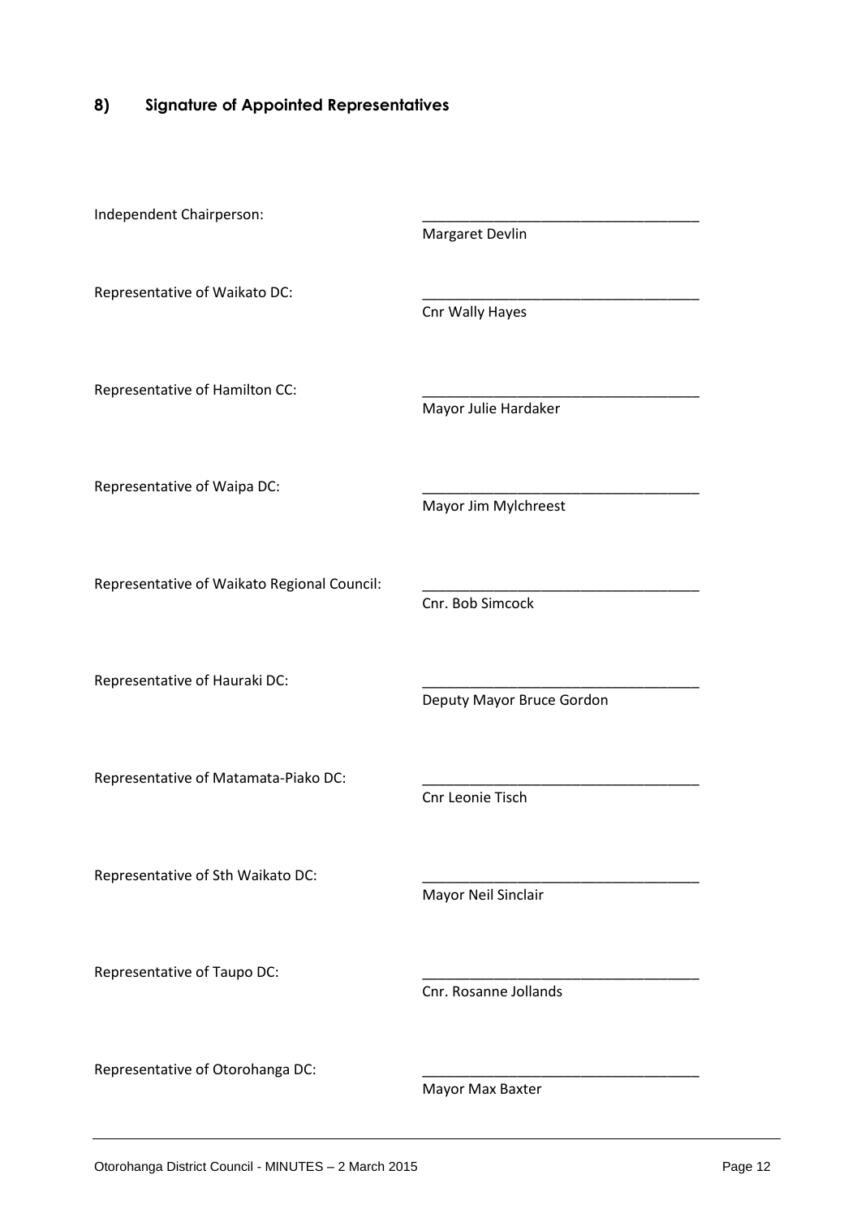## 8) Signature of Appointed Representatives

Independent Chairperson: \_\_\_\_\_\_\_\_\_\_\_\_\_\_\_\_\_\_\_\_\_\_\_\_\_\_\_\_\_\_\_\_\_\_\_
Margaret Devlin

Representative of Waikato DC: \_\_\_\_\_\_\_\_\_\_\_\_\_\_\_\_\_\_\_\_\_\_\_\_\_\_\_\_\_\_\_\_\_\_\_
Cnr Wally Hayes

Representative of Hamilton CC: \_\_\_\_\_\_\_\_\_\_\_\_\_\_\_\_\_\_\_\_\_\_\_\_\_\_\_\_\_\_\_\_\_\_\_
Mayor Julie Hardaker

Representative of Waipa DC: \_\_\_\_\_\_\_\_\_\_\_\_\_\_\_\_\_\_\_\_\_\_\_\_\_\_\_\_\_\_\_\_\_\_\_
Mayor Jim Mylchreest

Representative of Waikato Regional Council: \_\_\_\_\_\_\_\_\_\_\_\_\_\_\_\_\_\_\_\_\_\_\_\_\_\_\_\_\_\_\_\_\_\_\_
Cnr. Bob Simcock

Representative of Hauraki DC: \_\_\_\_\_\_\_\_\_\_\_\_\_\_\_\_\_\_\_\_\_\_\_\_\_\_\_\_\_\_\_\_\_\_\_
Deputy Mayor Bruce Gordon

Representative of Matamata-Piako DC: \_\_\_\_\_\_\_\_\_\_\_\_\_\_\_\_\_\_\_\_\_\_\_\_\_\_\_\_\_\_\_\_\_\_\_
Cnr Leonie Tisch

Representative of Sth Waikato DC: \_\_\_\_\_\_\_\_\_\_\_\_\_\_\_\_\_\_\_\_\_\_\_\_\_\_\_\_\_\_\_\_\_\_\_
Mayor Neil Sinclair

Representative of Taupo DC: \_\_\_\_\_\_\_\_\_\_\_\_\_\_\_\_\_\_\_\_\_\_\_\_\_\_\_\_\_\_\_\_\_\_\_
Cnr. Rosanne Jollands

Representative of Otorohanga DC: \_\_\_\_\_\_\_\_\_\_\_\_\_\_\_\_\_\_\_\_\_\_\_\_\_\_\_\_\_\_\_\_\_\_\_
Mayor Max Baxter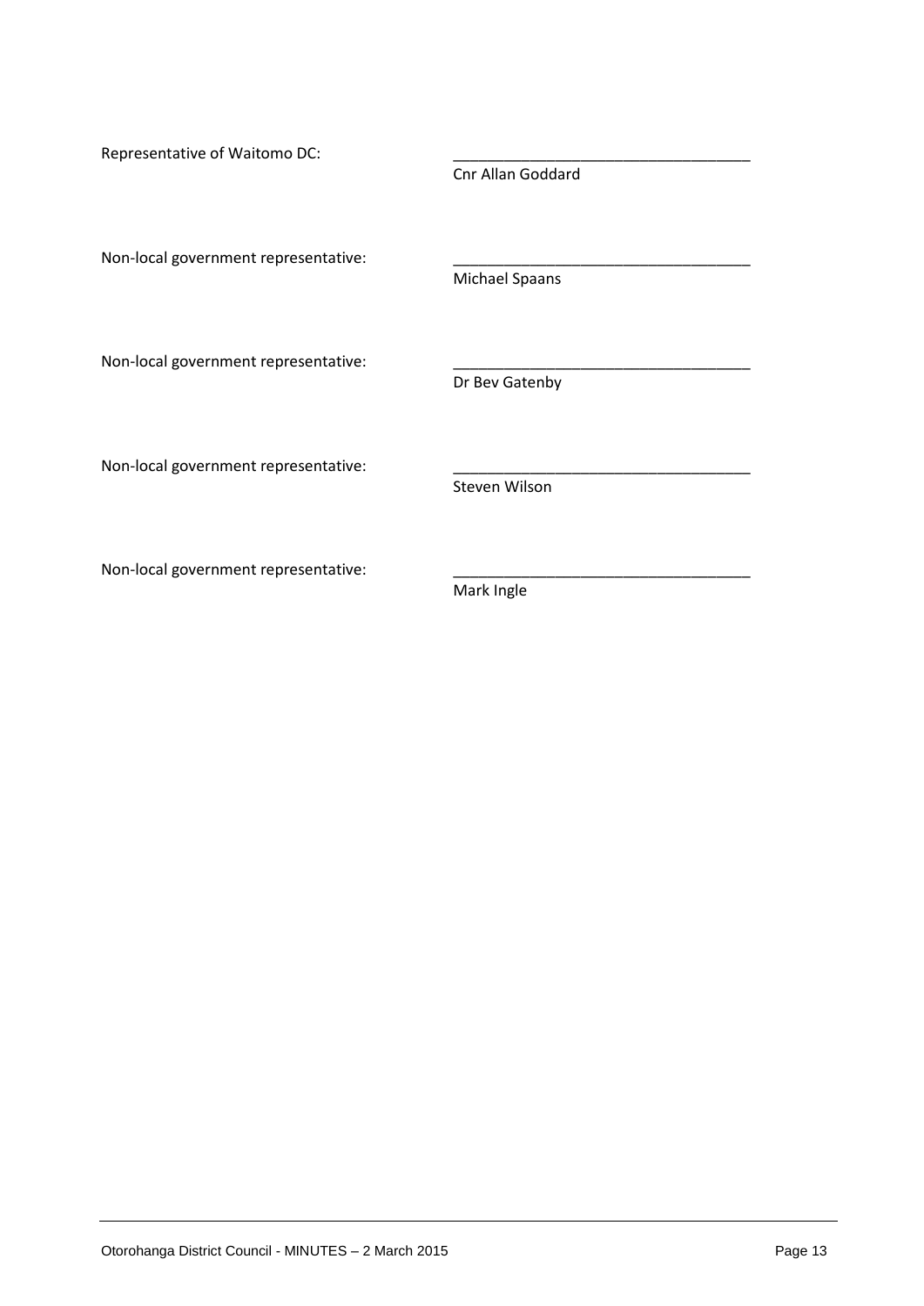Representative of Waitomo DC: ___________________________________
Cnr Allan Goddard

Non-local government representative: ___________________________________
Michael Spaans

Non-local government representative: ___________________________________
Dr Bev Gatenby

Non-local government representative: ___________________________________
Steven Wilson

Non-local government representative: ___________________________________
Mark Ingle